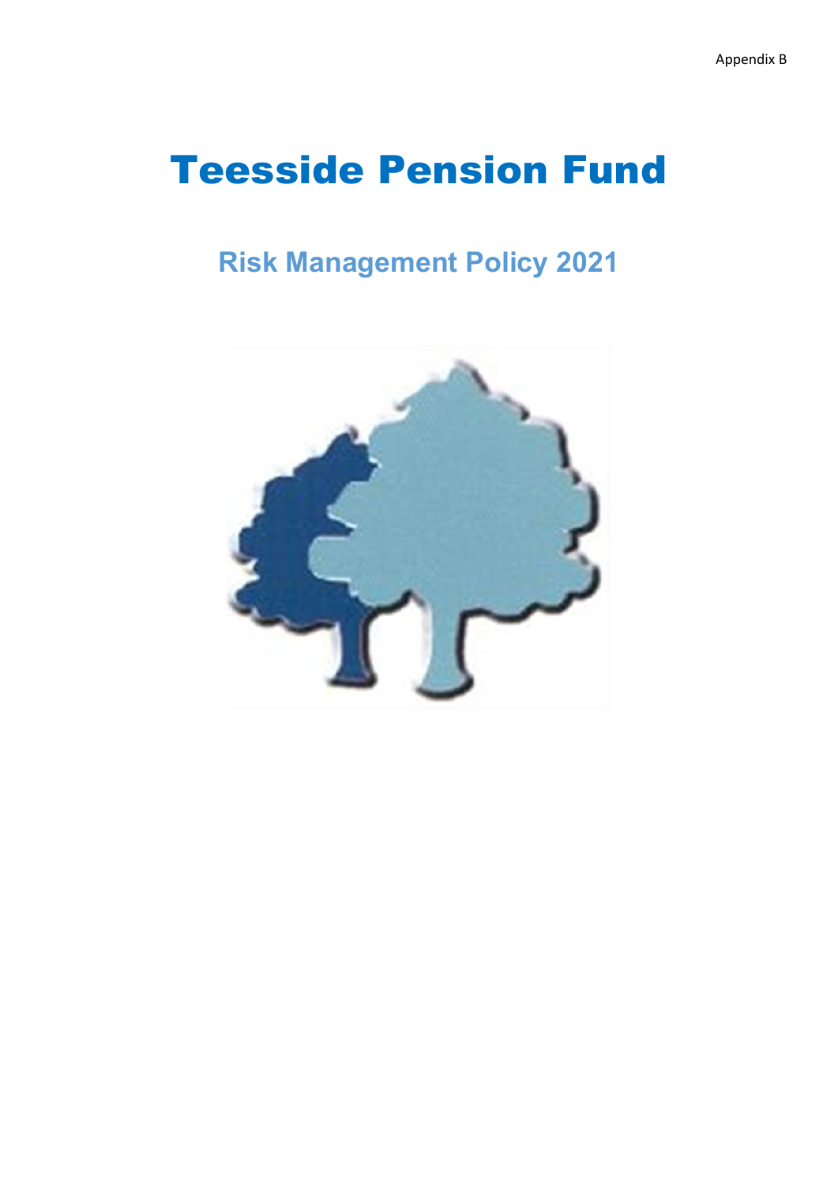Appendix B

# Teesside Pension Fund

## Risk Management Policy 2021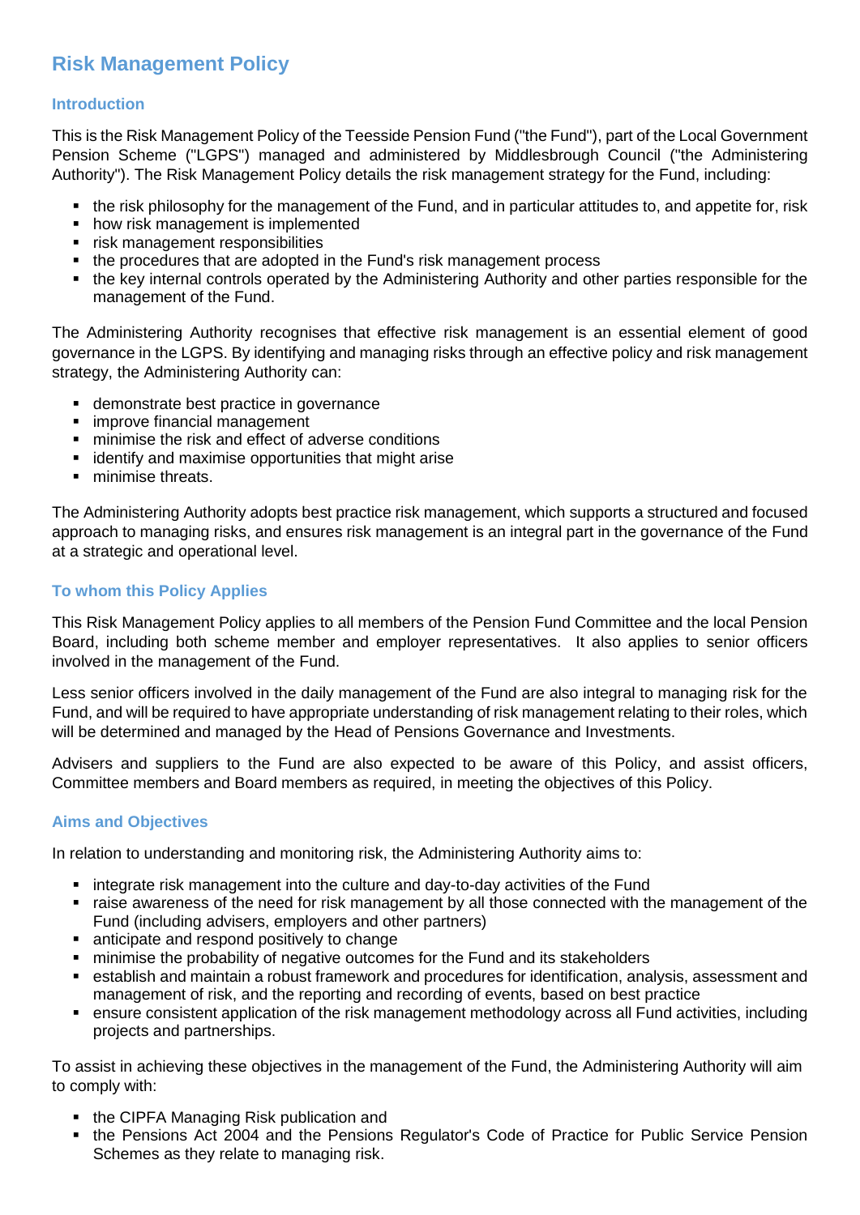# Risk Management Policy

## Introduction

This is the Risk Management Policy of the Teesside Pension Fund ("the Fund"), part of the Local Government Pension Scheme ("LGPS") managed and administered by Middlesbrough Council ("the Administering Authority"). The Risk Management Policy details the risk management strategy for the Fund, including:

- the risk philosophy for the management of the Fund, and in particular attitudes to, and appetite for, risk
- how risk management is implemented
- risk management responsibilities
- the procedures that are adopted in the Fund's risk management process
- the key internal controls operated by the Administering Authority and other parties responsible for the management of the Fund.

The Administering Authority recognises that effective risk management is an essential element of good governance in the LGPS. By identifying and managing risks through an effective policy and risk management strategy, the Administering Authority can:

- demonstrate best practice in governance
- improve financial management
- minimise the risk and effect of adverse conditions
- identify and maximise opportunities that might arise
- minimise threats.

The Administering Authority adopts best practice risk management, which supports a structured and focused approach to managing risks, and ensures risk management is an integral part in the governance of the Fund at a strategic and operational level.

## To whom this Policy Applies

This Risk Management Policy applies to all members of the Pension Fund Committee and the local Pension Board, including both scheme member and employer representatives. It also applies to senior officers involved in the management of the Fund.

Less senior officers involved in the daily management of the Fund are also integral to managing risk for the Fund, and will be required to have appropriate understanding of risk management relating to their roles, which will be determined and managed by the Head of Pensions Governance and Investments.

Advisers and suppliers to the Fund are also expected to be aware of this Policy, and assist officers, Committee members and Board members as required, in meeting the objectives of this Policy.

## Aims and Objectives

In relation to understanding and monitoring risk, the Administering Authority aims to:

- integrate risk management into the culture and day-to-day activities of the Fund
- raise awareness of the need for risk management by all those connected with the management of the Fund (including advisers, employers and other partners)
- anticipate and respond positively to change
- minimise the probability of negative outcomes for the Fund and its stakeholders
- establish and maintain a robust framework and procedures for identification, analysis, assessment and management of risk, and the reporting and recording of events, based on best practice
- ensure consistent application of the risk management methodology across all Fund activities, including projects and partnerships.

To assist in achieving these objectives in the management of the Fund, the Administering Authority will aim to comply with:

- the CIPFA Managing Risk publication and
- the Pensions Act 2004 and the Pensions Regulator's Code of Practice for Public Service Pension Schemes as they relate to managing risk.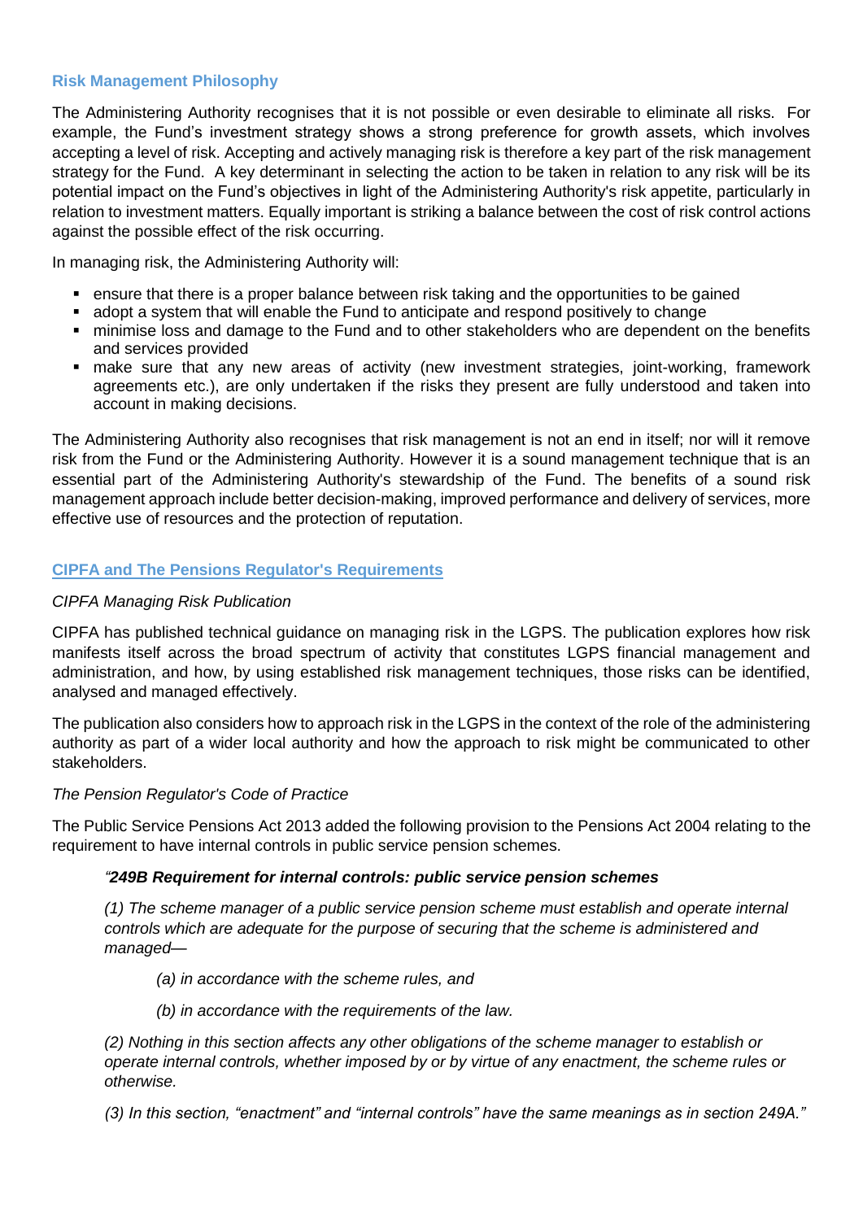## Risk Management Philosophy

The Administering Authority recognises that it is not possible or even desirable to eliminate all risks. For example, the Fund's investment strategy shows a strong preference for growth assets, which involves accepting a level of risk. Accepting and actively managing risk is therefore a key part of the risk management strategy for the Fund. A key determinant in selecting the action to be taken in relation to any risk will be its potential impact on the Fund's objectives in light of the Administering Authority's risk appetite, particularly in relation to investment matters. Equally important is striking a balance between the cost of risk control actions against the possible effect of the risk occurring.

In managing risk, the Administering Authority will:

- ensure that there is a proper balance between risk taking and the opportunities to be gained
- adopt a system that will enable the Fund to anticipate and respond positively to change
- minimise loss and damage to the Fund and to other stakeholders who are dependent on the benefits and services provided
- make sure that any new areas of activity (new investment strategies, joint-working, framework agreements etc.), are only undertaken if the risks they present are fully understood and taken into account in making decisions.

The Administering Authority also recognises that risk management is not an end in itself; nor will it remove risk from the Fund or the Administering Authority. However it is a sound management technique that is an essential part of the Administering Authority's stewardship of the Fund. The benefits of a sound risk management approach include better decision-making, improved performance and delivery of services, more effective use of resources and the protection of reputation.

## CIPFA and The Pensions Regulator's Requirements

*CIPFA Managing Risk Publication*

CIPFA has published technical guidance on managing risk in the LGPS. The publication explores how risk manifests itself across the broad spectrum of activity that constitutes LGPS financial management and administration, and how, by using established risk management techniques, those risks can be identified, analysed and managed effectively.

The publication also considers how to approach risk in the LGPS in the context of the role of the administering authority as part of a wider local authority and how the approach to risk might be communicated to other stakeholders.

*The Pension Regulator's Code of Practice*

The Public Service Pensions Act 2013 added the following provision to the Pensions Act 2004 relating to the requirement to have internal controls in public service pension schemes.

> ***"249B Requirement for internal controls: public service pension schemes***
>
> *(1) The scheme manager of a public service pension scheme must establish and operate internal controls which are adequate for the purpose of securing that the scheme is administered and managed—*
>
> > *(a) in accordance with the scheme rules, and*
> >
> > *(b) in accordance with the requirements of the law.*
>
> *(2) Nothing in this section affects any other obligations of the scheme manager to establish or operate internal controls, whether imposed by or by virtue of any enactment, the scheme rules or otherwise.*
>
> *(3) In this section, "enactment" and "internal controls" have the same meanings as in section 249A."*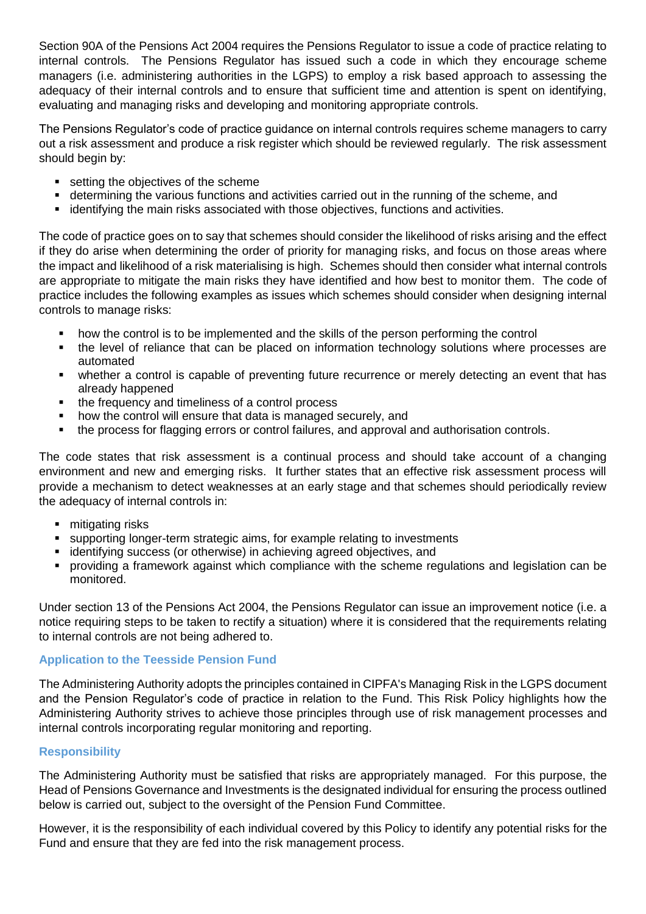Section 90A of the Pensions Act 2004 requires the Pensions Regulator to issue a code of practice relating to internal controls. The Pensions Regulator has issued such a code in which they encourage scheme managers (i.e. administering authorities in the LGPS) to employ a risk based approach to assessing the adequacy of their internal controls and to ensure that sufficient time and attention is spent on identifying, evaluating and managing risks and developing and monitoring appropriate controls.

The Pensions Regulator's code of practice guidance on internal controls requires scheme managers to carry out a risk assessment and produce a risk register which should be reviewed regularly. The risk assessment should begin by:

- setting the objectives of the scheme
- determining the various functions and activities carried out in the running of the scheme, and
- identifying the main risks associated with those objectives, functions and activities.

The code of practice goes on to say that schemes should consider the likelihood of risks arising and the effect if they do arise when determining the order of priority for managing risks, and focus on those areas where the impact and likelihood of a risk materialising is high. Schemes should then consider what internal controls are appropriate to mitigate the main risks they have identified and how best to monitor them. The code of practice includes the following examples as issues which schemes should consider when designing internal controls to manage risks:

- how the control is to be implemented and the skills of the person performing the control
- the level of reliance that can be placed on information technology solutions where processes are automated
- whether a control is capable of preventing future recurrence or merely detecting an event that has already happened
- the frequency and timeliness of a control process
- how the control will ensure that data is managed securely, and
- the process for flagging errors or control failures, and approval and authorisation controls.

The code states that risk assessment is a continual process and should take account of a changing environment and new and emerging risks. It further states that an effective risk assessment process will provide a mechanism to detect weaknesses at an early stage and that schemes should periodically review the adequacy of internal controls in:

- mitigating risks
- supporting longer-term strategic aims, for example relating to investments
- identifying success (or otherwise) in achieving agreed objectives, and
- providing a framework against which compliance with the scheme regulations and legislation can be monitored.

Under section 13 of the Pensions Act 2004, the Pensions Regulator can issue an improvement notice (i.e. a notice requiring steps to be taken to rectify a situation) where it is considered that the requirements relating to internal controls are not being adhered to.

### Application to the Teesside Pension Fund

The Administering Authority adopts the principles contained in CIPFA's Managing Risk in the LGPS document and the Pension Regulator's code of practice in relation to the Fund. This Risk Policy highlights how the Administering Authority strives to achieve those principles through use of risk management processes and internal controls incorporating regular monitoring and reporting.

### Responsibility

The Administering Authority must be satisfied that risks are appropriately managed. For this purpose, the Head of Pensions Governance and Investments is the designated individual for ensuring the process outlined below is carried out, subject to the oversight of the Pension Fund Committee.

However, it is the responsibility of each individual covered by this Policy to identify any potential risks for the Fund and ensure that they are fed into the risk management process.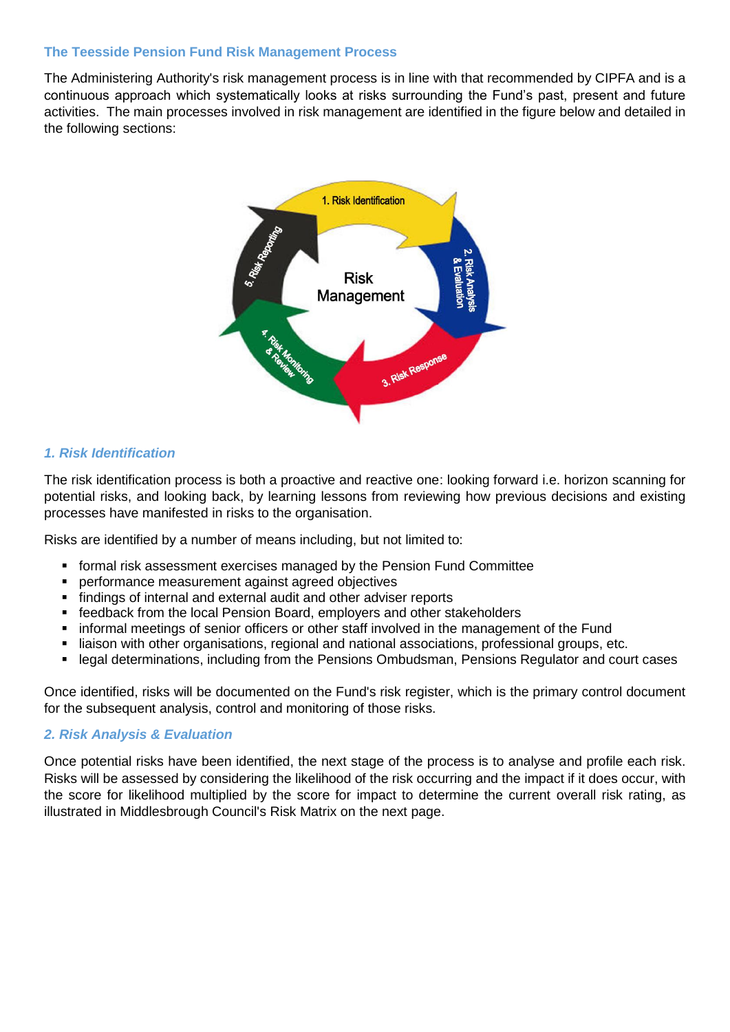### The Teesside Pension Fund Risk Management Process

The Administering Authority's risk management process is in line with that recommended by CIPFA and is a continuous approach which systematically looks at risks surrounding the Fund's past, present and future activities. The main processes involved in risk management are identified in the figure below and detailed in the following sections:

1. Risk Identification
2. Risk Analysis & Evaluation
3. Risk Response
4. Risk Monitoring & Review
5. Risk Reporting

Risk Management

#### *1. Risk Identification*

The risk identification process is both a proactive and reactive one: looking forward i.e. horizon scanning for potential risks, and looking back, by learning lessons from reviewing how previous decisions and existing processes have manifested in risks to the organisation.

Risks are identified by a number of means including, but not limited to:

- formal risk assessment exercises managed by the Pension Fund Committee
- performance measurement against agreed objectives
- findings of internal and external audit and other adviser reports
- feedback from the local Pension Board, employers and other stakeholders
- informal meetings of senior officers or other staff involved in the management of the Fund
- liaison with other organisations, regional and national associations, professional groups, etc.
- legal determinations, including from the Pensions Ombudsman, Pensions Regulator and court cases

Once identified, risks will be documented on the Fund's risk register, which is the primary control document for the subsequent analysis, control and monitoring of those risks.

#### *2. Risk Analysis & Evaluation*

Once potential risks have been identified, the next stage of the process is to analyse and profile each risk. Risks will be assessed by considering the likelihood of the risk occurring and the impact if it does occur, with the score for likelihood multiplied by the score for impact to determine the current overall risk rating, as illustrated in Middlesbrough Council's Risk Matrix on the next page.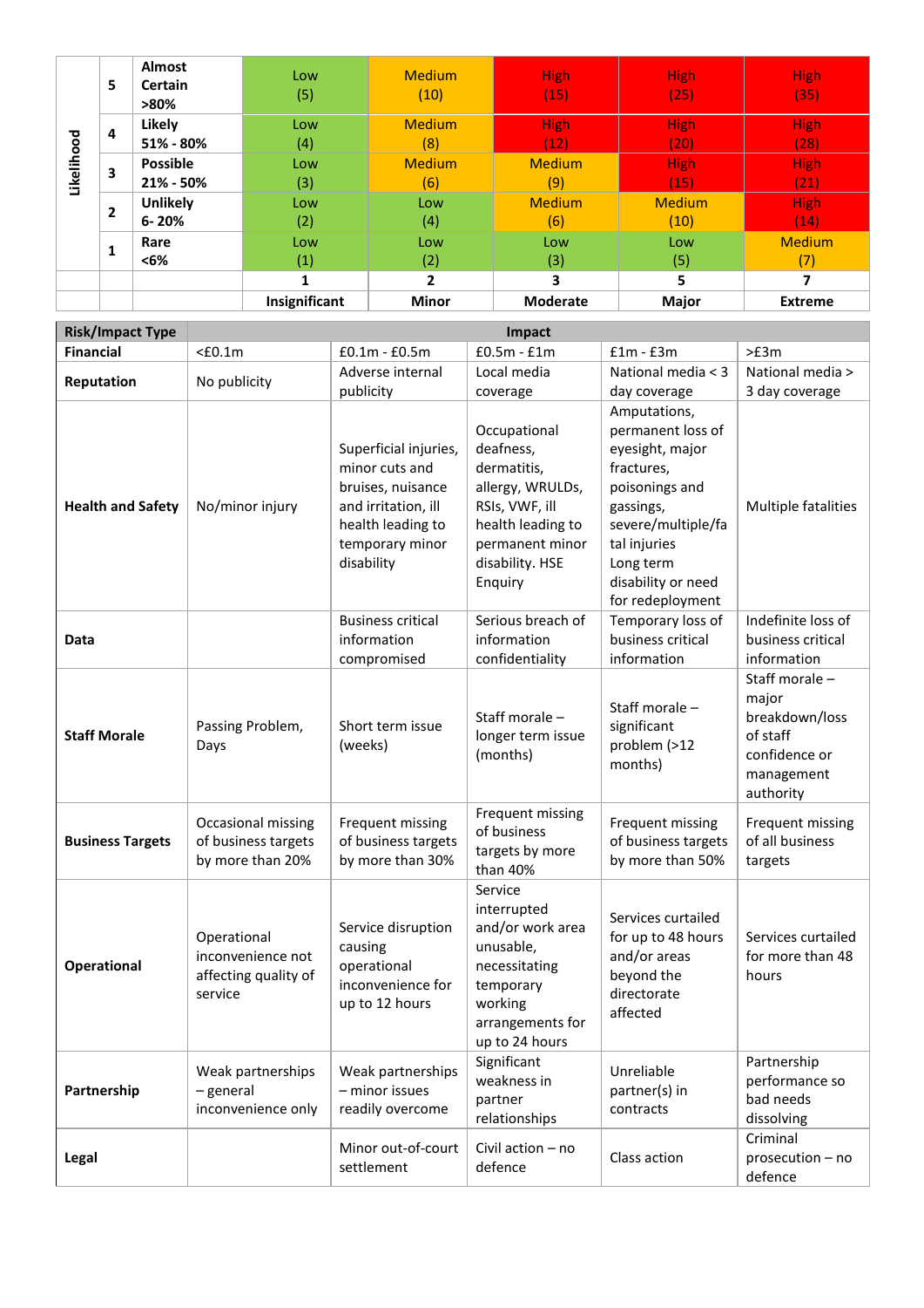| Likelihood | | | | | | | |
|---|---|---|---|---|---|---|---|
| | 5 | Almost Certain >80% | Low (5) | Medium (10) | High (15) | High (25) | High (35) |
| | 4 | Likely 51% - 80% | Low (4) | Medium (8) | High (12) | High (20) | High (28) |
| | 3 | Possible 21% - 50% | Low (3) | Medium (6) | Medium (9) | High (15) | High (21) |
| | 2 | Unlikely 6- 20% | Low (2) | Low (4) | Medium (6) | Medium (10) | High (14) |
| | 1 | Rare <6% | Low (1) | Low (2) | Low (3) | Low (5) | Medium (7) |
| | | | **1** | **2** | **3** | **5** | **7** |
| | | | **Insignificant** | **Minor** | **Moderate** | **Major** | **Extreme** |

| **Risk/Impact Type** | **Impact** | | | | |
|---|---|---|---|---|---|
| **Financial** | <£0.1m | £0.1m - £0.5m | £0.5m - £1m | £1m - £3m | >£3m |
| **Reputation** | No publicity | Adverse internal publicity | Local media coverage | National media < 3 day coverage | National media > 3 day coverage |
| **Health and Safety** | No/minor injury | Superficial injuries, minor cuts and bruises, nuisance and irritation, ill health leading to temporary minor disability | Occupational deafness, dermatitis, allergy, WRULDs, RSIs, VWF, ill health leading to permanent minor disability. HSE Enquiry | Amputations, permanent loss of eyesight, major fractures, poisonings and gassings, severe/multiple/fatal injuries Long term disability or need for redeployment | Multiple fatalities |
| **Data** | | Business critical information compromised | Serious breach of information confidentiality | Temporary loss of business critical information | Indefinite loss of business critical information |
| **Staff Morale** | Passing Problem, Days | Short term issue (weeks) | Staff morale – longer term issue (months) | Staff morale – significant problem (>12 months) | Staff morale – major breakdown/loss of staff confidence or management authority |
| **Business Targets** | Occasional missing of business targets by more than 20% | Frequent missing of business targets by more than 30% | Frequent missing of business targets by more than 40% | Frequent missing of business targets by more than 50% | Frequent missing of all business targets |
| **Operational** | Operational inconvenience not affecting quality of service | Service disruption causing operational inconvenience for up to 12 hours | Service interrupted and/or work area unusable, necessitating temporary working arrangements for up to 24 hours | Services curtailed for up to 48 hours and/or areas beyond the directorate affected | Services curtailed for more than 48 hours |
| **Partnership** | Weak partnerships – general inconvenience only | Weak partnerships – minor issues readily overcome | Significant weakness in partner relationships | Unreliable partner(s) in contracts | Partnership performance so bad needs dissolving |
| **Legal** | | Minor out-of-court settlement | Civil action – no defence | Class action | Criminal prosecution – no defence |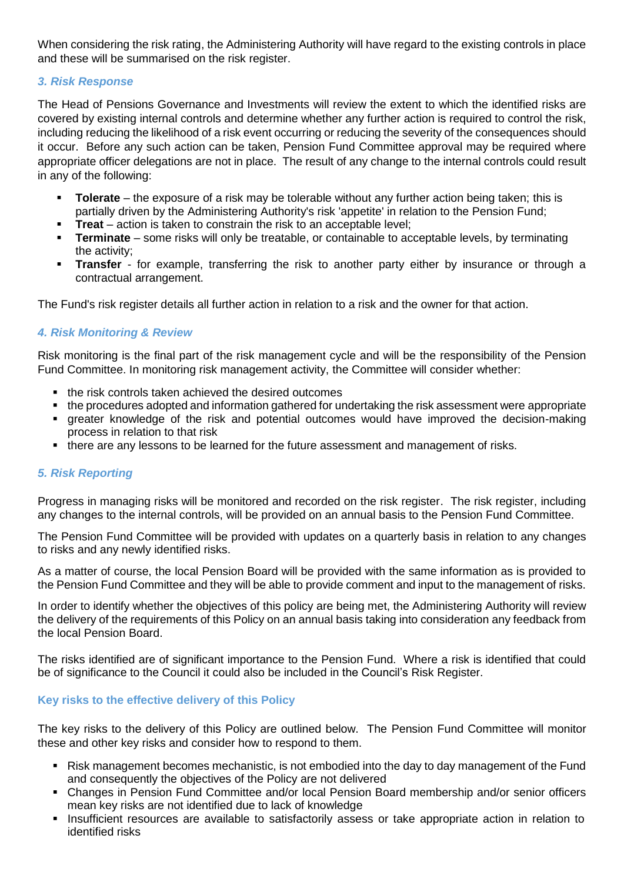When considering the risk rating, the Administering Authority will have regard to the existing controls in place and these will be summarised on the risk register.

### *3. Risk Response*

The Head of Pensions Governance and Investments will review the extent to which the identified risks are covered by existing internal controls and determine whether any further action is required to control the risk, including reducing the likelihood of a risk event occurring or reducing the severity of the consequences should it occur. Before any such action can be taken, Pension Fund Committee approval may be required where appropriate officer delegations are not in place. The result of any change to the internal controls could result in any of the following:

- **Tolerate** – the exposure of a risk may be tolerable without any further action being taken; this is partially driven by the Administering Authority's risk 'appetite' in relation to the Pension Fund;
- **Treat** – action is taken to constrain the risk to an acceptable level;
- **Terminate** – some risks will only be treatable, or containable to acceptable levels, by terminating the activity;
- **Transfer** - for example, transferring the risk to another party either by insurance or through a contractual arrangement.

The Fund's risk register details all further action in relation to a risk and the owner for that action.

### *4. Risk Monitoring & Review*

Risk monitoring is the final part of the risk management cycle and will be the responsibility of the Pension Fund Committee. In monitoring risk management activity, the Committee will consider whether:

- the risk controls taken achieved the desired outcomes
- the procedures adopted and information gathered for undertaking the risk assessment were appropriate
- greater knowledge of the risk and potential outcomes would have improved the decision-making process in relation to that risk
- there are any lessons to be learned for the future assessment and management of risks.

### *5. Risk Reporting*

Progress in managing risks will be monitored and recorded on the risk register. The risk register, including any changes to the internal controls, will be provided on an annual basis to the Pension Fund Committee.

The Pension Fund Committee will be provided with updates on a quarterly basis in relation to any changes to risks and any newly identified risks.

As a matter of course, the local Pension Board will be provided with the same information as is provided to the Pension Fund Committee and they will be able to provide comment and input to the management of risks.

In order to identify whether the objectives of this policy are being met, the Administering Authority will review the delivery of the requirements of this Policy on an annual basis taking into consideration any feedback from the local Pension Board.

The risks identified are of significant importance to the Pension Fund. Where a risk is identified that could be of significance to the Council it could also be included in the Council's Risk Register.

## Key risks to the effective delivery of this Policy

The key risks to the delivery of this Policy are outlined below. The Pension Fund Committee will monitor these and other key risks and consider how to respond to them.

- Risk management becomes mechanistic, is not embodied into the day to day management of the Fund and consequently the objectives of the Policy are not delivered
- Changes in Pension Fund Committee and/or local Pension Board membership and/or senior officers mean key risks are not identified due to lack of knowledge
- Insufficient resources are available to satisfactorily assess or take appropriate action in relation to identified risks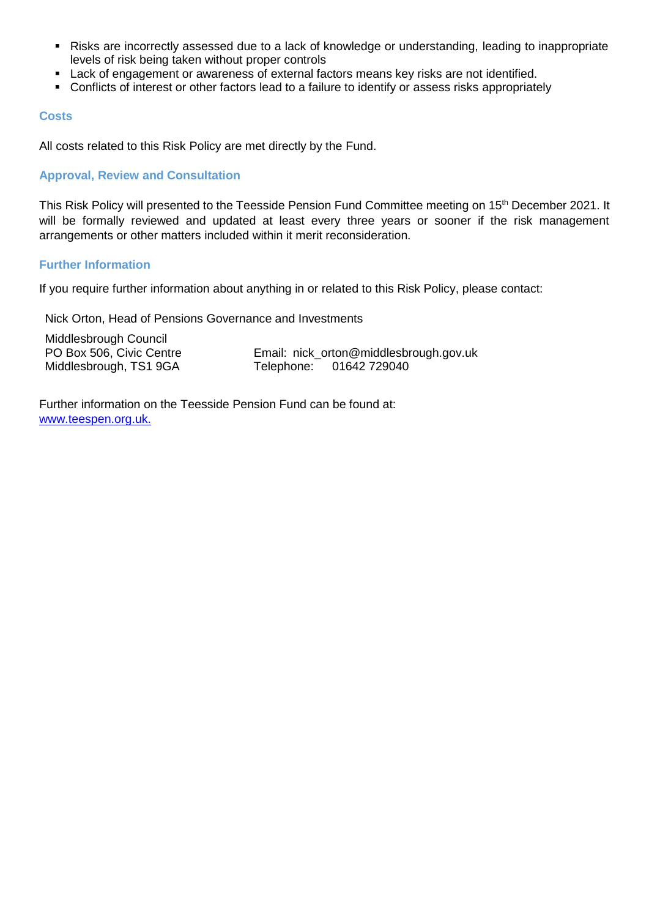- Risks are incorrectly assessed due to a lack of knowledge or understanding, leading to inappropriate levels of risk being taken without proper controls
- Lack of engagement or awareness of external factors means key risks are not identified.
- Conflicts of interest or other factors lead to a failure to identify or assess risks appropriately

## Costs

All costs related to this Risk Policy are met directly by the Fund.

## Approval, Review and Consultation

This Risk Policy will presented to the Teesside Pension Fund Committee meeting on 15th December 2021. It will be formally reviewed and updated at least every three years or sooner if the risk management arrangements or other matters included within it merit reconsideration.

## Further Information

If you require further information about anything in or related to this Risk Policy, please contact:

Nick Orton, Head of Pensions Governance and Investments

Middlesbrough Council
PO Box 506, Civic Centre
Middlesbrough, TS1 9GA

Email: nick_orton@middlesbrough.gov.uk
Telephone: 01642 729040

Further information on the Teesside Pension Fund can be found at:
www.teespen.org.uk.